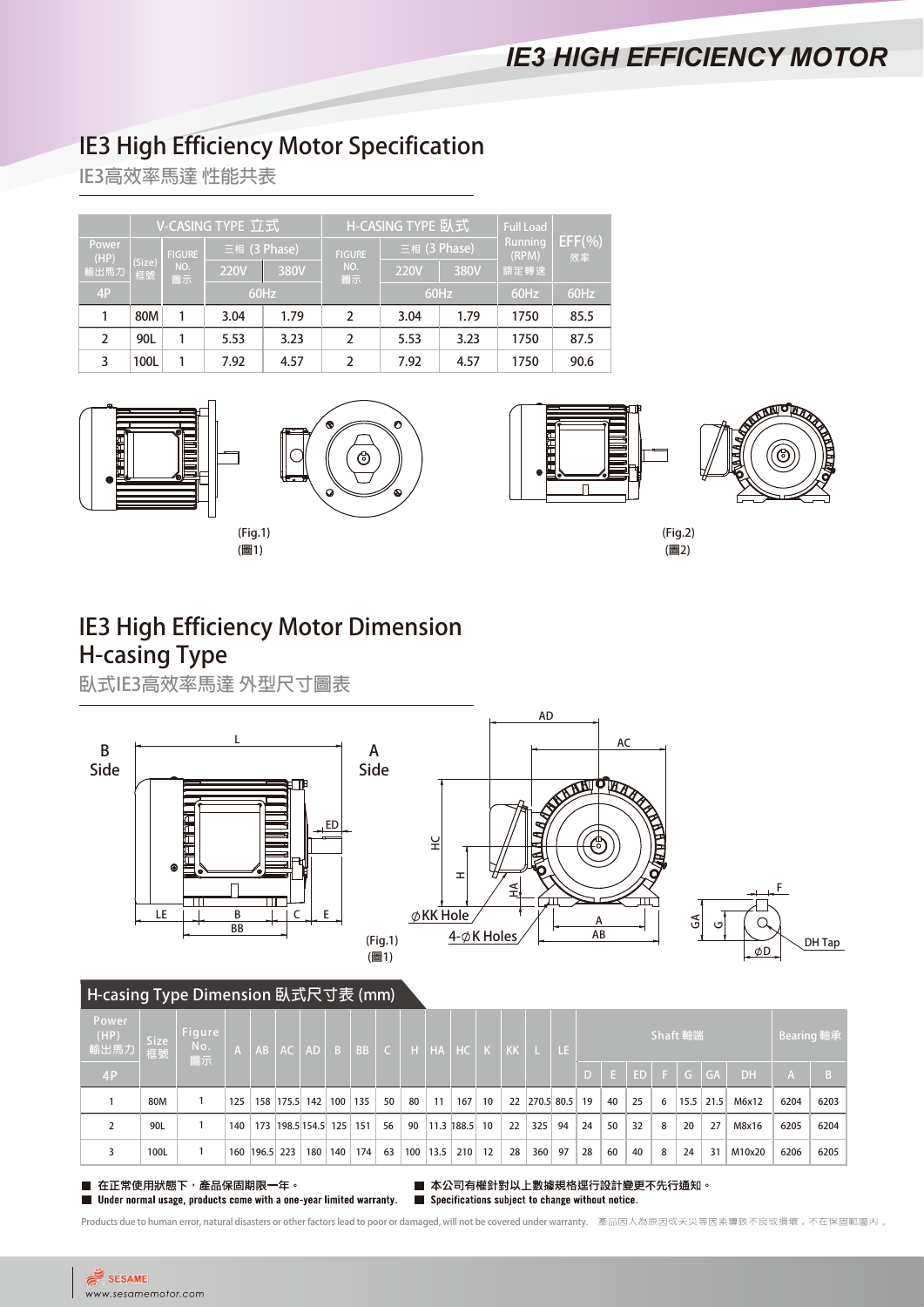# IE3 HIGH EFFICIENCY MOTOR

## IE3 High Efficiency Motor Specification

IE3高效率馬達 性能共表

| Power (HP) 輸出馬力 | (Size) 框號 | V-CASING TYPE 立式 | | | H-CASING TYPE 臥式 | | | Full Load Running (RPM) 額定轉速 | EFF(%) 效率 |
|---|---|---|---|---|---|---|---|---|---|
| | | FIGURE NO. 圖示 | 三相 (3 Phase) | | FIGURE NO. 圖示 | 三相 (3 Phase) | | | |
| | | | 220V | 380V | | 220V | 380V | | |
| 4P | | | 60Hz | | | 60Hz | | 60Hz | 60Hz |
| 1 | 80M | 1 | 3.04 | 1.79 | 2 | 3.04 | 1.79 | 1750 | 85.5 |
| 2 | 90L | 1 | 5.53 | 3.23 | 2 | 5.53 | 3.23 | 1750 | 87.5 |
| 3 | 100L | 1 | 7.92 | 4.57 | 2 | 7.92 | 4.57 | 1750 | 90.6 |

(Fig.1)
(圖1)

(Fig.2)
(圖2)

## IE3 High Efficiency Motor Dimension H-casing Type

臥式IE3高效率馬達 外型尺寸圖表

B Side　A Side　L　ED　LE　B　BB　C　E　AD　AC　HC　H　HA　ØKK Hole　4-ØK Holes　A　AB　F　GA　G　ØD　DH Tap

(Fig.1)
(圖1)

### H-casing Type Dimension 臥式尺寸表 (mm)

| Power (HP) 輸出馬力 | Size 框號 | Figure No. 圖示 | A | AB | AC | AD | B | BB | C | H | HA | HC | K | KK | L | LE | Shaft 軸端 | | | | | | | Bearing 軸承 | |
|---|---|---|---|---|---|---|---|---|---|---|---|---|---|---|---|---|---|---|---|---|---|---|---|---|---|
| 4P | | | | | | | | | | | | | | | | | D | E | ED | F | G | GA | DH | A | B |
| 1 | 80M | 1 | 125 | 158 | 175.5 | 142 | 100 | 135 | 50 | 80 | 11 | 167 | 10 | 22 | 270.5 | 80.5 | 19 | 40 | 25 | 6 | 15.5 | 21.5 | M6x12 | 6204 | 6203 |
| 2 | 90L | 1 | 140 | 173 | 198.5 | 154.5 | 125 | 151 | 56 | 90 | 11.3 | 188.5 | 10 | 22 | 325 | 94 | 24 | 50 | 32 | 8 | 20 | 27 | M8x16 | 6205 | 6204 |
| 3 | 100L | 1 | 160 | 196.5 | 223 | 180 | 140 | 174 | 63 | 100 | 13.5 | 210 | 12 | 28 | 360 | 97 | 28 | 60 | 40 | 8 | 24 | 31 | M10x20 | 6206 | 6205 |

- 在正常使用狀態下，產品保固期限一年。
- **Under normal usage, products come with a one-year limited warranty.**
- 本公司有權針對以上數據規格進行設計變更不先行通知。
- **Specifications subject to change without notice.**

Products due to human error, natural disasters or other factors lead to poor or damaged, will not be covered under warranty.　產品因人為原因或天災等因素導致不良或損壞，不在保固範圍內。

SESAME
www.sesamemotor.com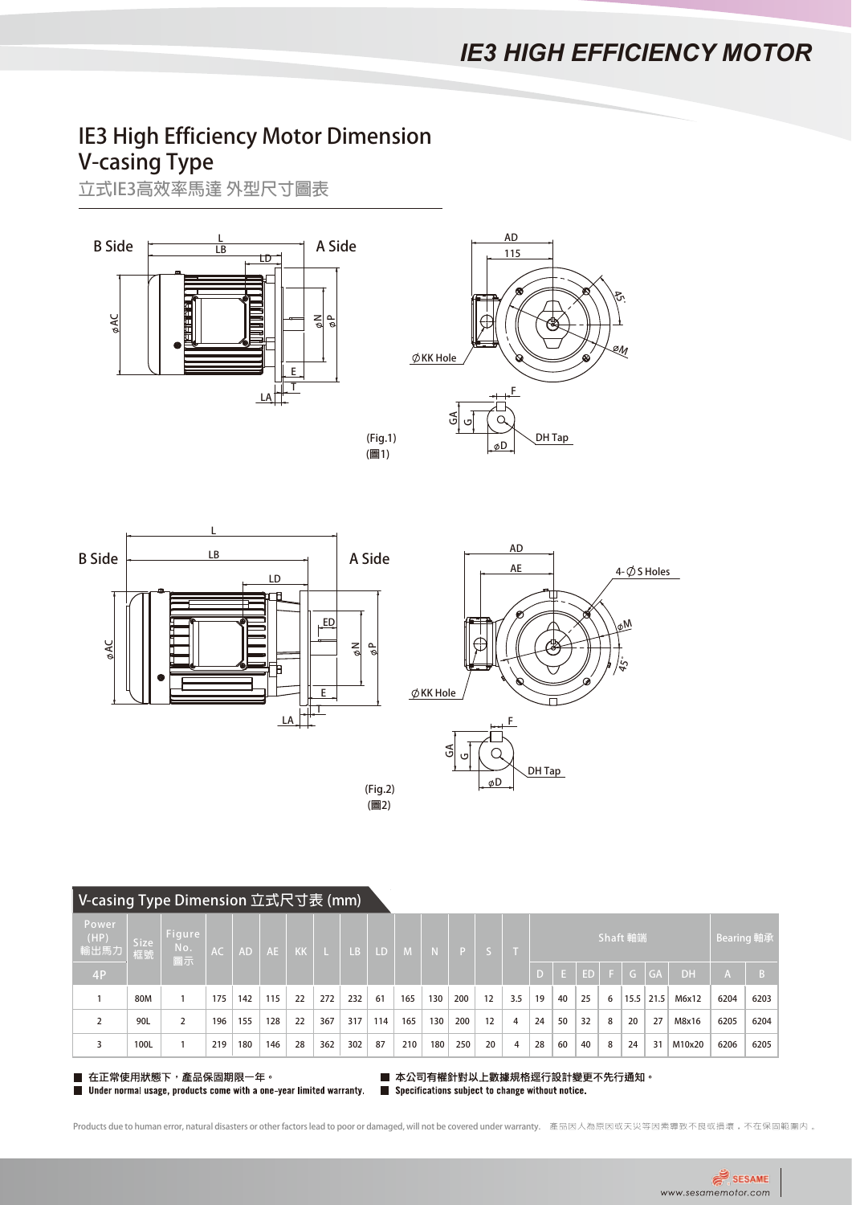## IE3 High Efficiency Motor Dimension V-casing Type

立式IE3高效率馬達 外型尺寸圖表

B Side

A Side

L

LB

LD

øAC

øN

øP

E

T

LA

AD

115

45°

øM

ØKK Hole

F

GA

G

øD

DH Tap

(Fig.1)
(圖1)

B Side

A Side

L

LB

LD

ED

øAC

øN

øP

E

T

LA

AD

AE

4-Ø S Holes

øM

45°

ØKK Hole

F

GA

G

øD

DH Tap

(Fig.2)
(圖2)

### V-casing Type Dimension 立式尺寸表 (mm)

| Power (HP) 輸出馬力 | Size 框號 | Figure No. 圖示 | AC | AD | AE | KK | L | LB | LD | M | N | P | S | T | Shaft 軸端 | | | | | | | Bearing 軸承 | |
|---|---|---|---|---|---|---|---|---|---|---|---|---|---|---|---|---|---|---|---|---|---|---|---|
| 4P | | | | | | | | | | | | | | | D | E | ED | F | G | GA | DH | A | B |
| 1 | 80M | 1 | 175 | 142 | 115 | 22 | 272 | 232 | 61 | 165 | 130 | 200 | 12 | 3.5 | 19 | 40 | 25 | 6 | 15.5 | 21.5 | M6x12 | 6204 | 6203 |
| 2 | 90L | 2 | 196 | 155 | 128 | 22 | 367 | 317 | 114 | 165 | 130 | 200 | 12 | 4 | 24 | 50 | 32 | 8 | 20 | 27 | M8x16 | 6205 | 6204 |
| 3 | 100L | 1 | 219 | 180 | 146 | 28 | 362 | 302 | 87 | 210 | 180 | 250 | 20 | 4 | 28 | 60 | 40 | 8 | 24 | 31 | M10x20 | 6206 | 6205 |

■ 在正常使用狀態下，產品保固期限一年。
■ Under normal usage, products come with a one-year limited warranty.

■ 本公司有權針對以上數據規格進行設計變更不先行通知。
■ Specifications subject to change without notice.

Products due to human error, natural disasters or other factors lead to poor or damaged, will not be covered under warranty. 產品因人為原因或天災等因素導致不良或損壞，不在保固範圍內。